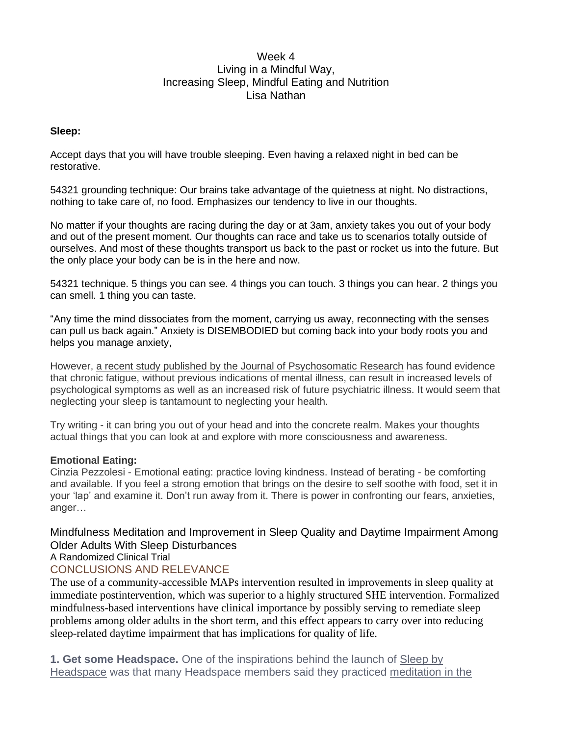Week 4
Living in a Mindful Way,
Increasing Sleep, Mindful Eating and Nutrition
Lisa Nathan

**Sleep:**

Accept days that you will have trouble sleeping. Even having a relaxed night in bed can be restorative.

54321 grounding technique: Our brains take advantage of the quietness at night. No distractions, nothing to take care of, no food. Emphasizes our tendency to live in our thoughts.

No matter if your thoughts are racing during the day or at 3am, anxiety takes you out of your body and out of the present moment. Our thoughts can race and take us to scenarios totally outside of ourselves. And most of these thoughts transport us back to the past or rocket us into the future. But the only place your body can be is in the here and now.

54321 technique. 5 things you can see. 4 things you can touch. 3 things you can hear. 2 things you can smell. 1 thing you can taste.

"Any time the mind dissociates from the moment, carrying us away, reconnecting with the senses can pull us back again." Anxiety is DISEMBODIED but coming back into your body roots you and helps you manage anxiety,

However, a recent study published by the Journal of Psychosomatic Research has found evidence that chronic fatigue, without previous indications of mental illness, can result in increased levels of psychological symptoms as well as an increased risk of future psychiatric illness. It would seem that neglecting your sleep is tantamount to neglecting your health.

Try writing - it can bring you out of your head and into the concrete realm. Makes your thoughts actual things that you can look at and explore with more consciousness and awareness.

**Emotional Eating:**

Cinzia Pezzolesi - Emotional eating: practice loving kindness. Instead of berating - be comforting and available. If you feel a strong emotion that brings on the desire to self soothe with food, set it in your 'lap' and examine it. Don't run away from it. There is power in confronting our fears, anxieties, anger…

Mindfulness Meditation and Improvement in Sleep Quality and Daytime Impairment Among Older Adults With Sleep Disturbances

A Randomized Clinical Trial

CONCLUSIONS AND RELEVANCE

The use of a community-accessible MAPs intervention resulted in improvements in sleep quality at immediate postintervention, which was superior to a highly structured SHE intervention. Formalized mindfulness-based interventions have clinical importance by possibly serving to remediate sleep problems among older adults in the short term, and this effect appears to carry over into reducing sleep-related daytime impairment that has implications for quality of life.

**1. Get some Headspace.** One of the inspirations behind the launch of Sleep by Headspace was that many Headspace members said they practiced meditation in the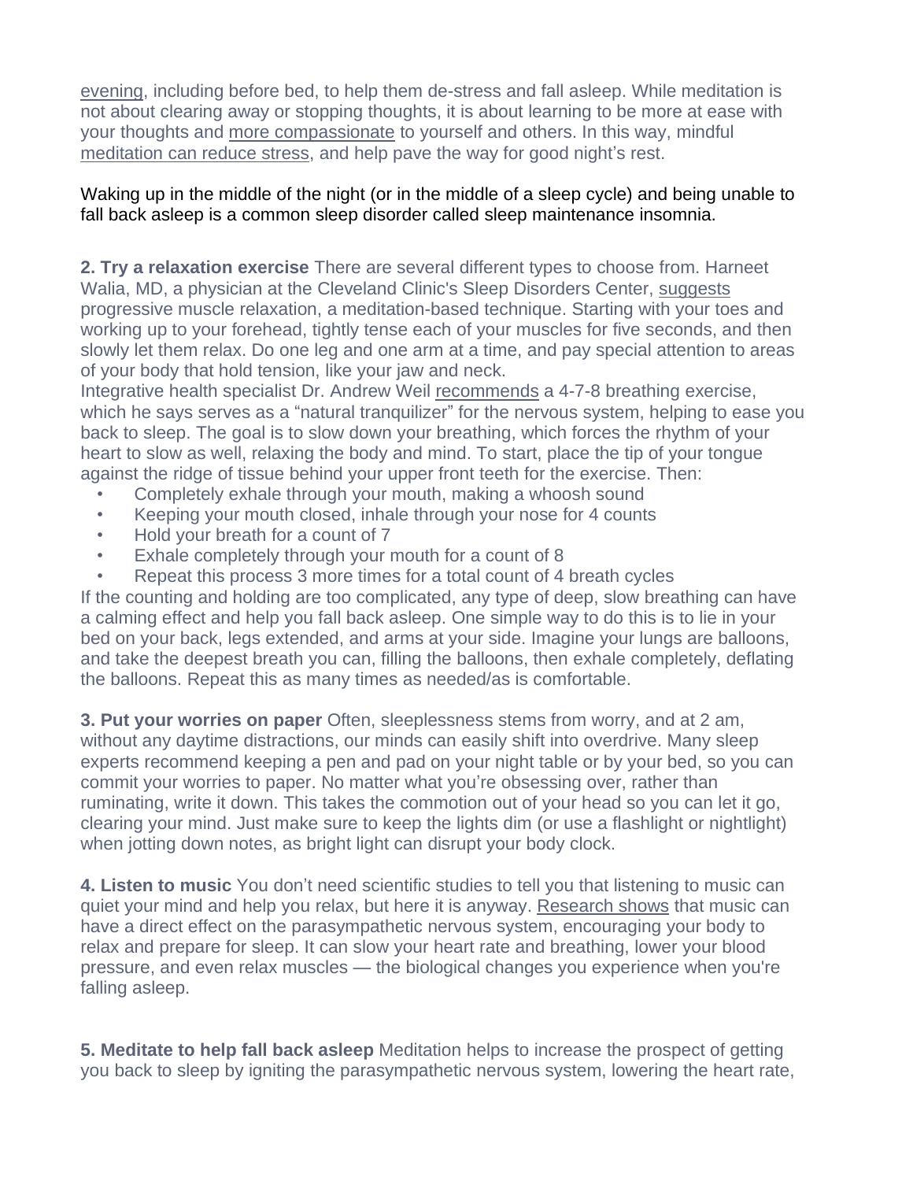evening, including before bed, to help them de-stress and fall asleep. While meditation is not about clearing away or stopping thoughts, it is about learning to be more at ease with your thoughts and more compassionate to yourself and others. In this way, mindful meditation can reduce stress, and help pave the way for good night's rest.

Waking up in the middle of the night (or in the middle of a sleep cycle) and being unable to fall back asleep is a common sleep disorder called sleep maintenance insomnia.

**2. Try a relaxation exercise** There are several different types to choose from. Harneet Walia, MD, a physician at the Cleveland Clinic's Sleep Disorders Center, suggests progressive muscle relaxation, a meditation-based technique. Starting with your toes and working up to your forehead, tightly tense each of your muscles for five seconds, and then slowly let them relax. Do one leg and one arm at a time, and pay special attention to areas of your body that hold tension, like your jaw and neck.
Integrative health specialist Dr. Andrew Weil recommends a 4-7-8 breathing exercise, which he says serves as a "natural tranquilizer" for the nervous system, helping to ease you back to sleep. The goal is to slow down your breathing, which forces the rhythm of your heart to slow as well, relaxing the body and mind. To start, place the tip of your tongue against the ridge of tissue behind your upper front teeth for the exercise. Then:

- Completely exhale through your mouth, making a whoosh sound
- Keeping your mouth closed, inhale through your nose for 4 counts
- Hold your breath for a count of 7
- Exhale completely through your mouth for a count of 8
- Repeat this process 3 more times for a total count of 4 breath cycles

If the counting and holding are too complicated, any type of deep, slow breathing can have a calming effect and help you fall back asleep. One simple way to do this is to lie in your bed on your back, legs extended, and arms at your side. Imagine your lungs are balloons, and take the deepest breath you can, filling the balloons, then exhale completely, deflating the balloons. Repeat this as many times as needed/as is comfortable.

**3. Put your worries on paper** Often, sleeplessness stems from worry, and at 2 am, without any daytime distractions, our minds can easily shift into overdrive. Many sleep experts recommend keeping a pen and pad on your night table or by your bed, so you can commit your worries to paper. No matter what you're obsessing over, rather than ruminating, write it down. This takes the commotion out of your head so you can let it go, clearing your mind. Just make sure to keep the lights dim (or use a flashlight or nightlight) when jotting down notes, as bright light can disrupt your body clock.

**4. Listen to music** You don't need scientific studies to tell you that listening to music can quiet your mind and help you relax, but here it is anyway. Research shows that music can have a direct effect on the parasympathetic nervous system, encouraging your body to relax and prepare for sleep. It can slow your heart rate and breathing, lower your blood pressure, and even relax muscles — the biological changes you experience when you're falling asleep.

**5. Meditate to help fall back asleep** Meditation helps to increase the prospect of getting you back to sleep by igniting the parasympathetic nervous system, lowering the heart rate,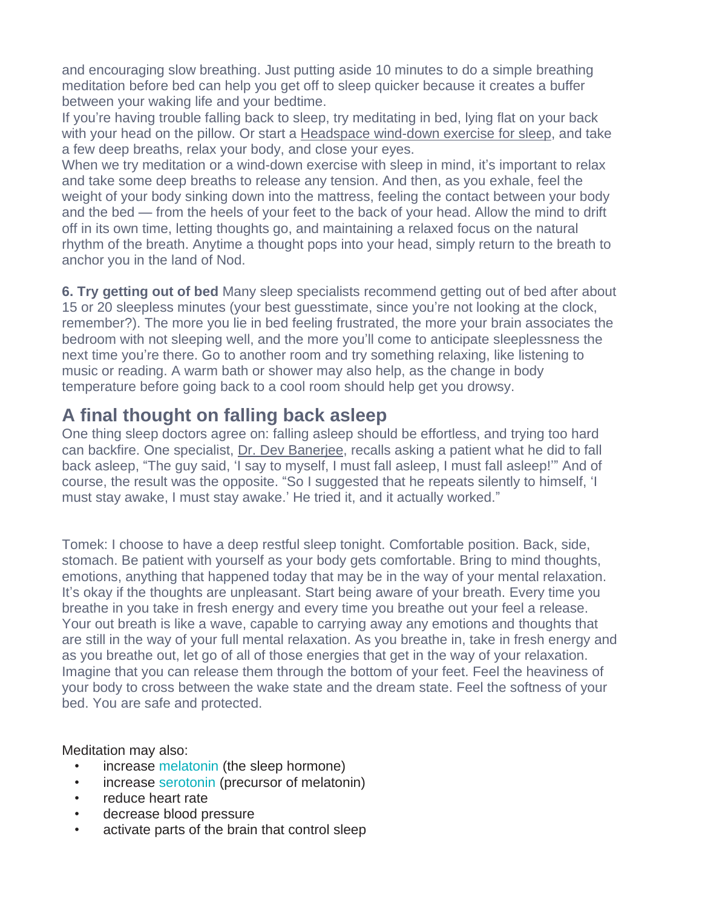and encouraging slow breathing. Just putting aside 10 minutes to do a simple breathing meditation before bed can help you get off to sleep quicker because it creates a buffer between your waking life and your bedtime.

If you're having trouble falling back to sleep, try meditating in bed, lying flat on your back with your head on the pillow. Or start a Headspace wind-down exercise for sleep, and take a few deep breaths, relax your body, and close your eyes.

When we try meditation or a wind-down exercise with sleep in mind, it's important to relax and take some deep breaths to release any tension. And then, as you exhale, feel the weight of your body sinking down into the mattress, feeling the contact between your body and the bed — from the heels of your feet to the back of your head. Allow the mind to drift off in its own time, letting thoughts go, and maintaining a relaxed focus on the natural rhythm of the breath. Anytime a thought pops into your head, simply return to the breath to anchor you in the land of Nod.

**6. Try getting out of bed** Many sleep specialists recommend getting out of bed after about 15 or 20 sleepless minutes (your best guesstimate, since you're not looking at the clock, remember?). The more you lie in bed feeling frustrated, the more your brain associates the bedroom with not sleeping well, and the more you'll come to anticipate sleeplessness the next time you're there. Go to another room and try something relaxing, like listening to music or reading. A warm bath or shower may also help, as the change in body temperature before going back to a cool room should help get you drowsy.

## A final thought on falling back asleep

One thing sleep doctors agree on: falling asleep should be effortless, and trying too hard can backfire. One specialist, Dr. Dev Banerjee, recalls asking a patient what he did to fall back asleep, "The guy said, 'I say to myself, I must fall asleep, I must fall asleep!'" And of course, the result was the opposite. "So I suggested that he repeats silently to himself, 'I must stay awake, I must stay awake.' He tried it, and it actually worked."

Tomek: I choose to have a deep restful sleep tonight. Comfortable position. Back, side, stomach. Be patient with yourself as your body gets comfortable. Bring to mind thoughts, emotions, anything that happened today that may be in the way of your mental relaxation. It's okay if the thoughts are unpleasant. Start being aware of your breath. Every time you breathe in you take in fresh energy and every time you breathe out your feel a release. Your out breath is like a wave, capable to carrying away any emotions and thoughts that are still in the way of your full mental relaxation. As you breathe in, take in fresh energy and as you breathe out, let go of all of those energies that get in the way of your relaxation. Imagine that you can release them through the bottom of your feet. Feel the heaviness of your body to cross between the wake state and the dream state. Feel the softness of your bed. You are safe and protected.

Meditation may also:

- increase melatonin (the sleep hormone)
- increase serotonin (precursor of melatonin)
- reduce heart rate
- decrease blood pressure
- activate parts of the brain that control sleep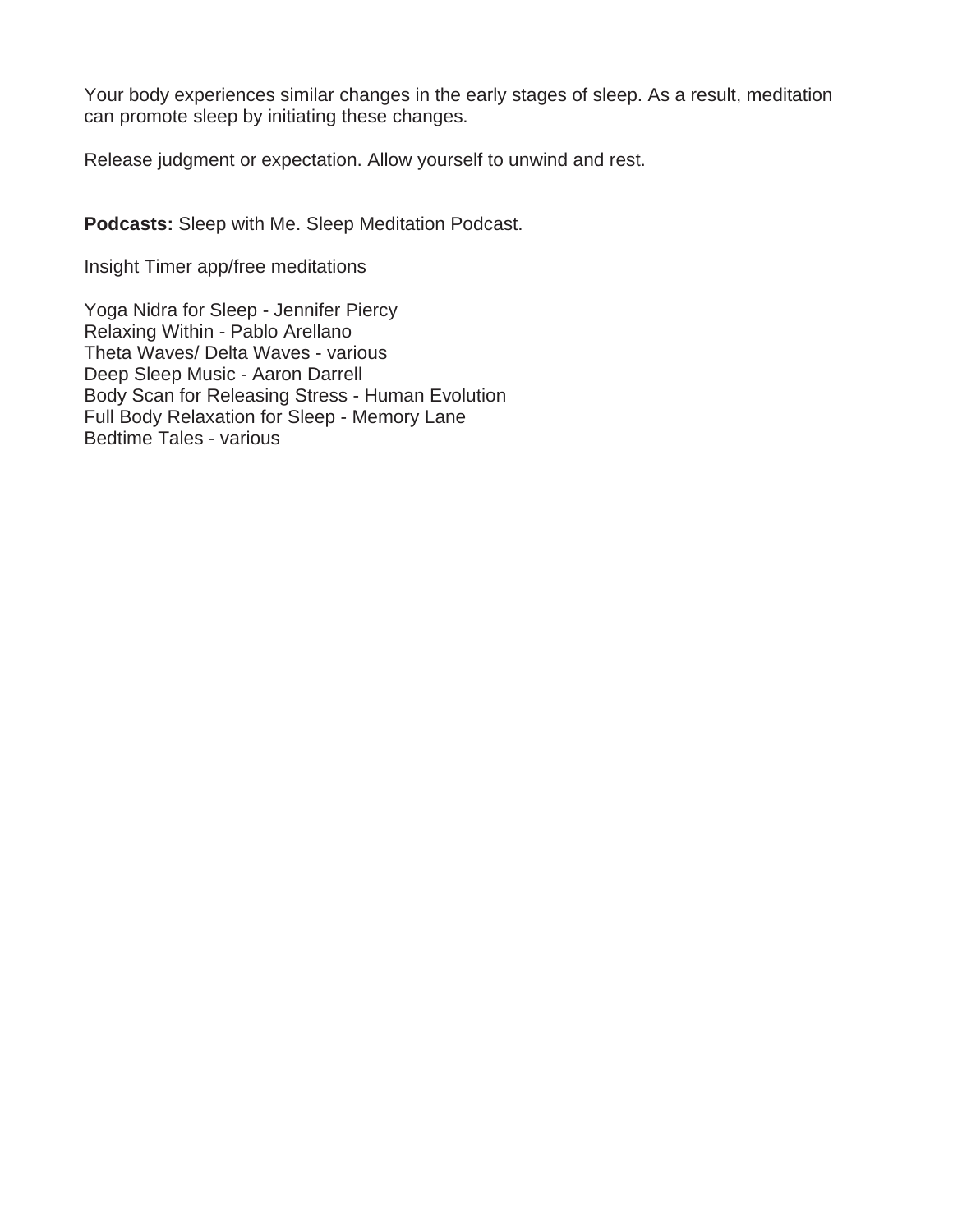Your body experiences similar changes in the early stages of sleep. As a result, meditation can promote sleep by initiating these changes.

Release judgment or expectation. Allow yourself to unwind and rest.

**Podcasts:** Sleep with Me. Sleep Meditation Podcast.

Insight Timer app/free meditations

Yoga Nidra for Sleep - Jennifer Piercy
Relaxing Within - Pablo Arellano
Theta Waves/ Delta Waves - various
Deep Sleep Music - Aaron Darrell
Body Scan for Releasing Stress - Human Evolution
Full Body Relaxation for Sleep - Memory Lane
Bedtime Tales - various